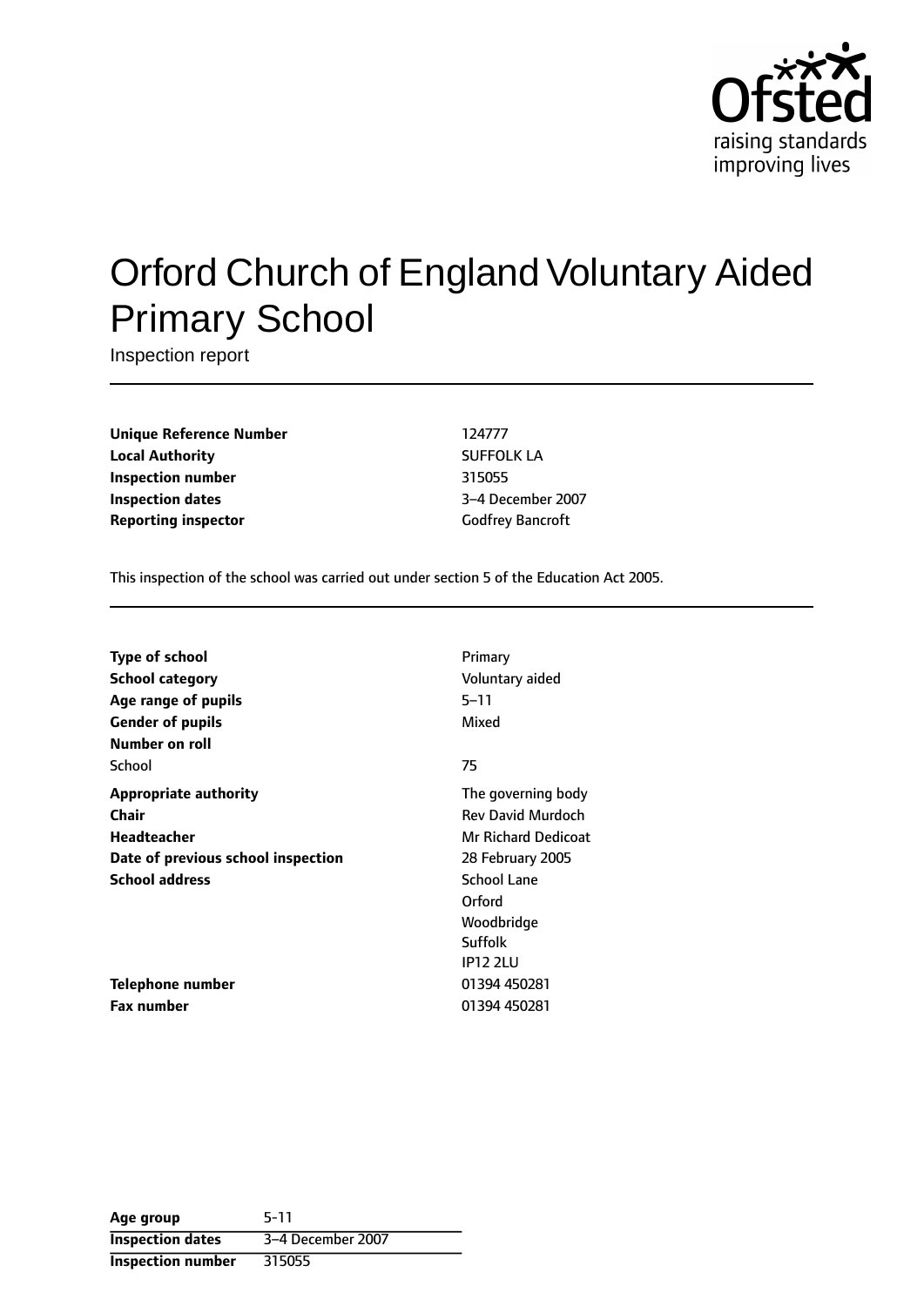Ofsted
raising standards
improving lives

# Orford Church of England Voluntary Aided Primary School

Inspection report

| | |
|---|---|
| **Unique Reference Number** | 124777 |
| **Local Authority** | SUFFOLK LA |
| **Inspection number** | 315055 |
| **Inspection dates** | 3–4 December 2007 |
| **Reporting inspector** | Godfrey Bancroft |

This inspection of the school was carried out under section 5 of the Education Act 2005.

| | |
|---|---|
| **Type of school** | Primary |
| **School category** | Voluntary aided |
| **Age range of pupils** | 5–11 |
| **Gender of pupils** | Mixed |
| **Number on roll** | |
| School | 75 |
| **Appropriate authority** | The governing body |
| **Chair** | Rev David Murdoch |
| **Headteacher** | Mr Richard Dedicoat |
| **Date of previous school inspection** | 28 February 2005 |
| **School address** | School Lane<br>Orford<br>Woodbridge<br>Suffolk<br>IP12 2LU |
| **Telephone number** | 01394 450281 |
| **Fax number** | 01394 450281 |

| | |
|---|---|
| **Age group** | 5-11 |
| **Inspection dates** | 3–4 December 2007 |
| **Inspection number** | 315055 |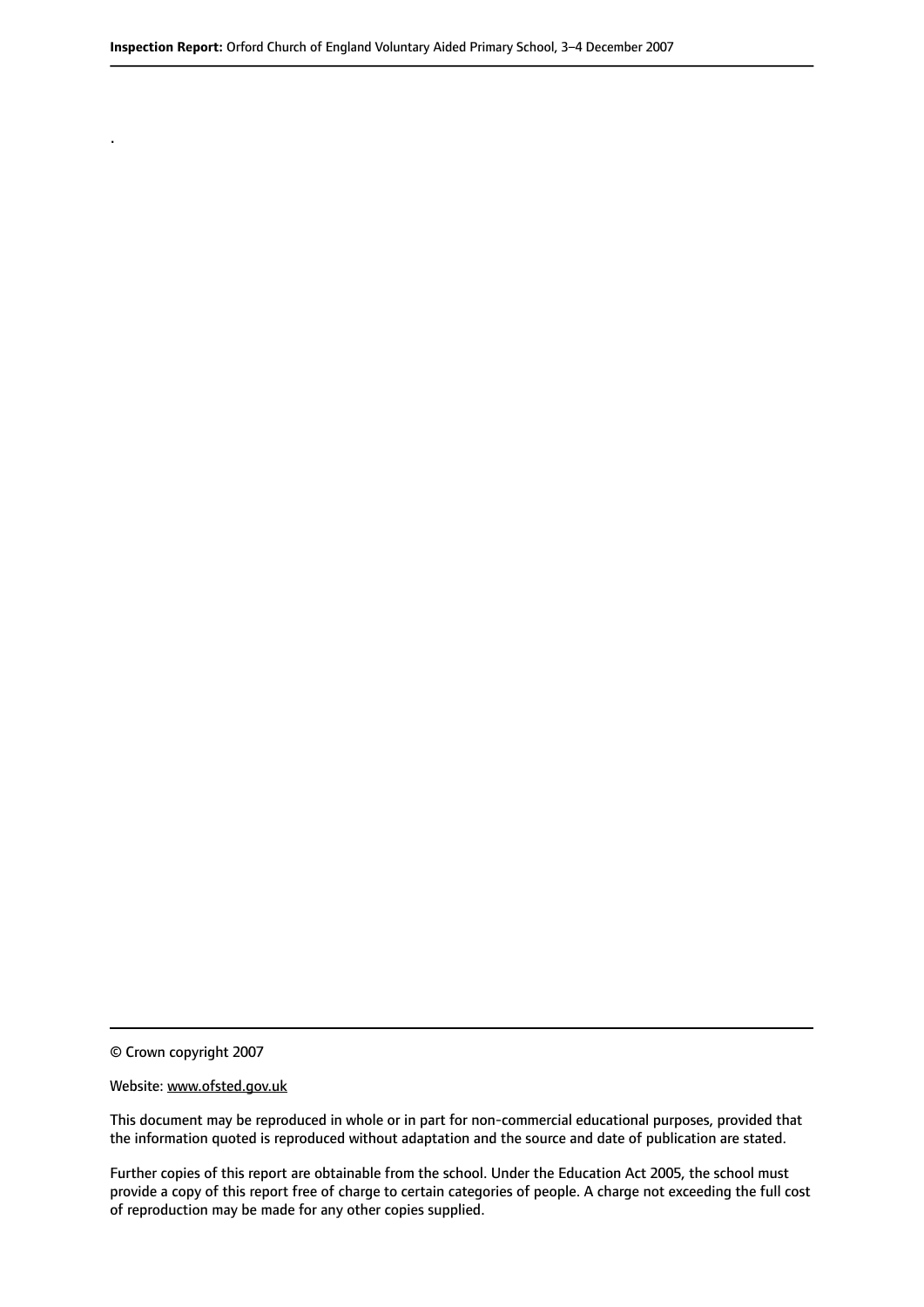.

© Crown copyright 2007

Website: www.ofsted.gov.uk

This document may be reproduced in whole or in part for non-commercial educational purposes, provided that the information quoted is reproduced without adaptation and the source and date of publication are stated.

Further copies of this report are obtainable from the school. Under the Education Act 2005, the school must provide a copy of this report free of charge to certain categories of people. A charge not exceeding the full cost of reproduction may be made for any other copies supplied.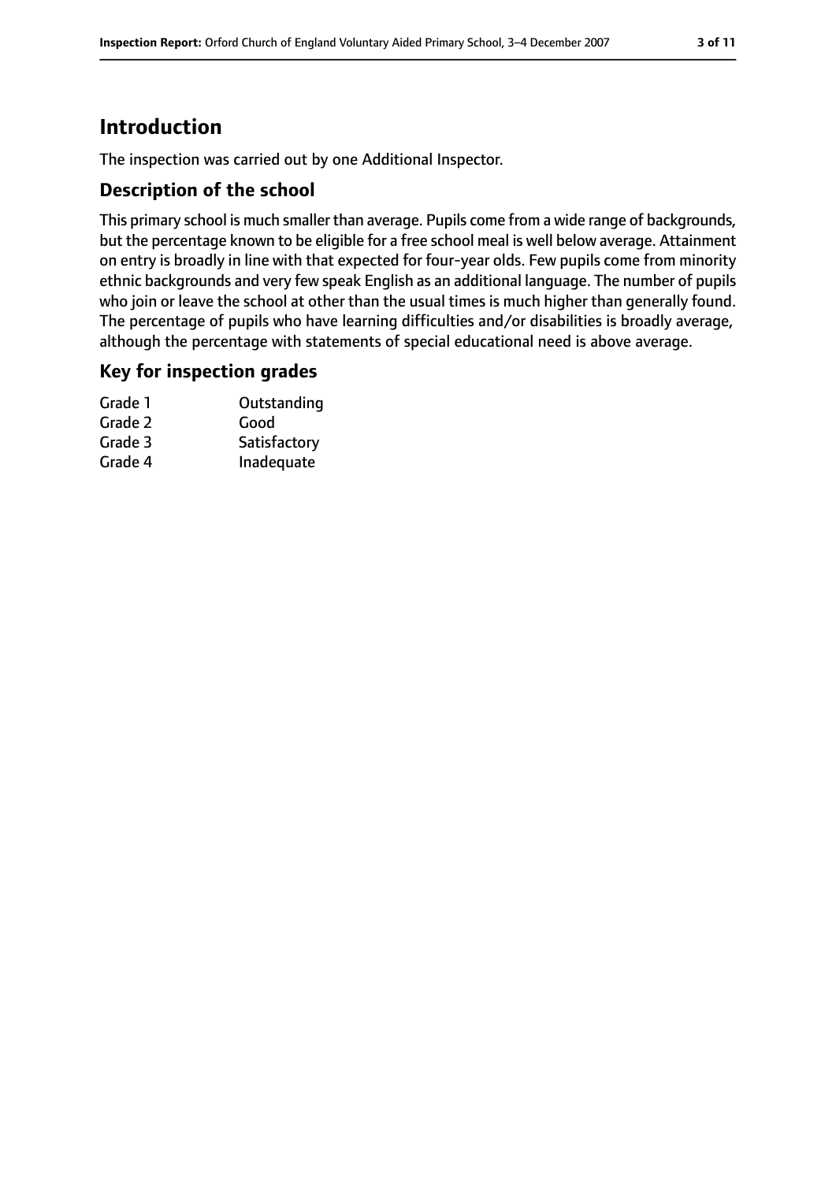# Introduction

The inspection was carried out by one Additional Inspector.

## Description of the school

This primary school is much smaller than average. Pupils come from a wide range of backgrounds, but the percentage known to be eligible for a free school meal is well below average. Attainment on entry is broadly in line with that expected for four-year olds. Few pupils come from minority ethnic backgrounds and very few speak English as an additional language. The number of pupils who join or leave the school at other than the usual times is much higher than generally found. The percentage of pupils who have learning difficulties and/or disabilities is broadly average, although the percentage with statements of special educational need is above average.

## Key for inspection grades

| | |
|---|---|
| Grade 1 | Outstanding |
| Grade 2 | Good |
| Grade 3 | Satisfactory |
| Grade 4 | Inadequate |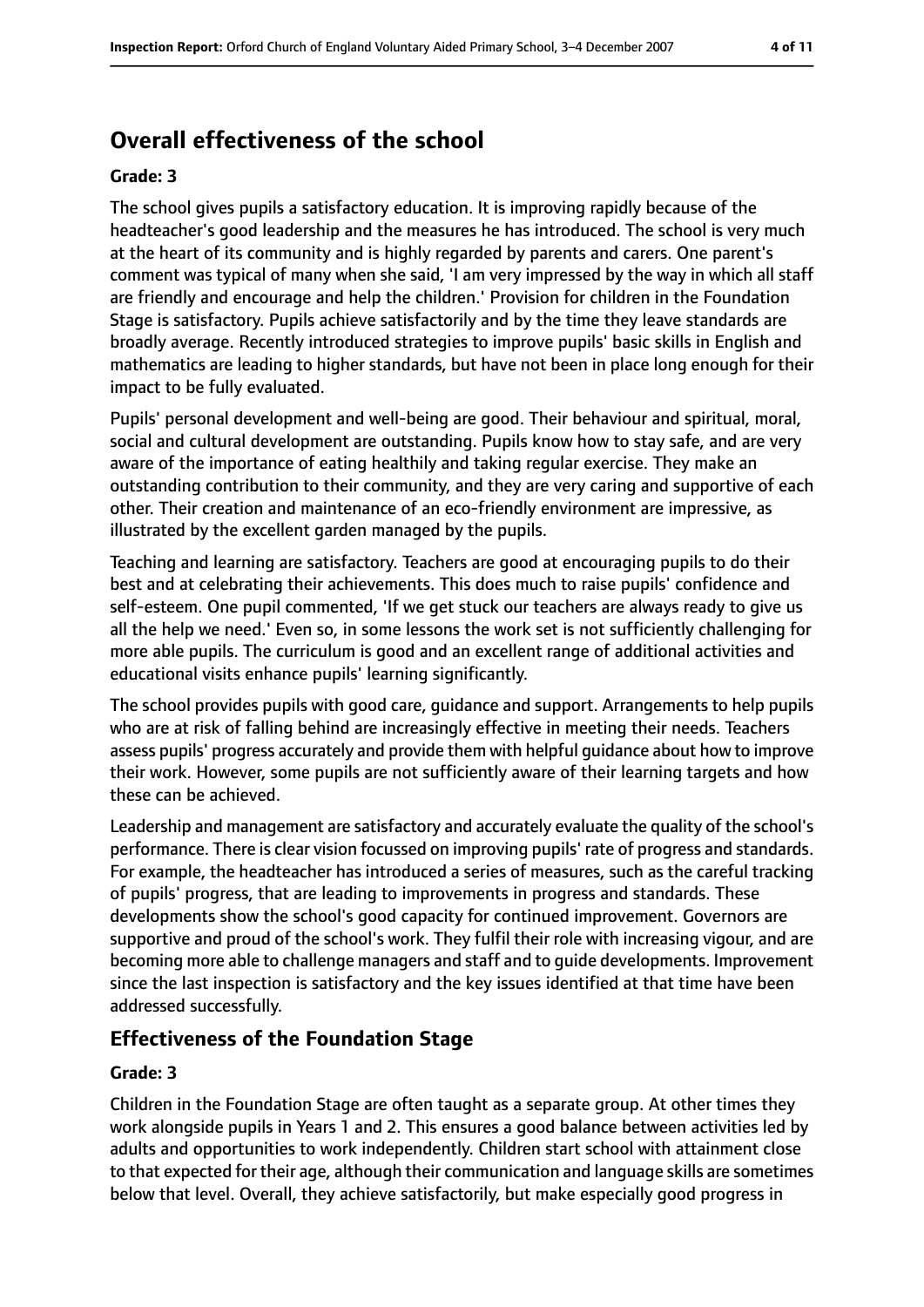## Overall effectiveness of the school

**Grade: 3**

The school gives pupils a satisfactory education. It is improving rapidly because of the headteacher's good leadership and the measures he has introduced. The school is very much at the heart of its community and is highly regarded by parents and carers. One parent's comment was typical of many when she said, 'I am very impressed by the way in which all staff are friendly and encourage and help the children.' Provision for children in the Foundation Stage is satisfactory. Pupils achieve satisfactorily and by the time they leave standards are broadly average. Recently introduced strategies to improve pupils' basic skills in English and mathematics are leading to higher standards, but have not been in place long enough for their impact to be fully evaluated.

Pupils' personal development and well-being are good. Their behaviour and spiritual, moral, social and cultural development are outstanding. Pupils know how to stay safe, and are very aware of the importance of eating healthily and taking regular exercise. They make an outstanding contribution to their community, and they are very caring and supportive of each other. Their creation and maintenance of an eco-friendly environment are impressive, as illustrated by the excellent garden managed by the pupils.

Teaching and learning are satisfactory. Teachers are good at encouraging pupils to do their best and at celebrating their achievements. This does much to raise pupils' confidence and self-esteem. One pupil commented, 'If we get stuck our teachers are always ready to give us all the help we need.' Even so, in some lessons the work set is not sufficiently challenging for more able pupils. The curriculum is good and an excellent range of additional activities and educational visits enhance pupils' learning significantly.

The school provides pupils with good care, guidance and support. Arrangements to help pupils who are at risk of falling behind are increasingly effective in meeting their needs. Teachers assess pupils' progress accurately and provide them with helpful guidance about how to improve their work. However, some pupils are not sufficiently aware of their learning targets and how these can be achieved.

Leadership and management are satisfactory and accurately evaluate the quality of the school's performance. There is clear vision focussed on improving pupils' rate of progress and standards. For example, the headteacher has introduced a series of measures, such as the careful tracking of pupils' progress, that are leading to improvements in progress and standards. These developments show the school's good capacity for continued improvement. Governors are supportive and proud of the school's work. They fulfil their role with increasing vigour, and are becoming more able to challenge managers and staff and to guide developments. Improvement since the last inspection is satisfactory and the key issues identified at that time have been addressed successfully.

### Effectiveness of the Foundation Stage

**Grade: 3**

Children in the Foundation Stage are often taught as a separate group. At other times they work alongside pupils in Years 1 and 2. This ensures a good balance between activities led by adults and opportunities to work independently. Children start school with attainment close to that expected for their age, although their communication and language skills are sometimes below that level. Overall, they achieve satisfactorily, but make especially good progress in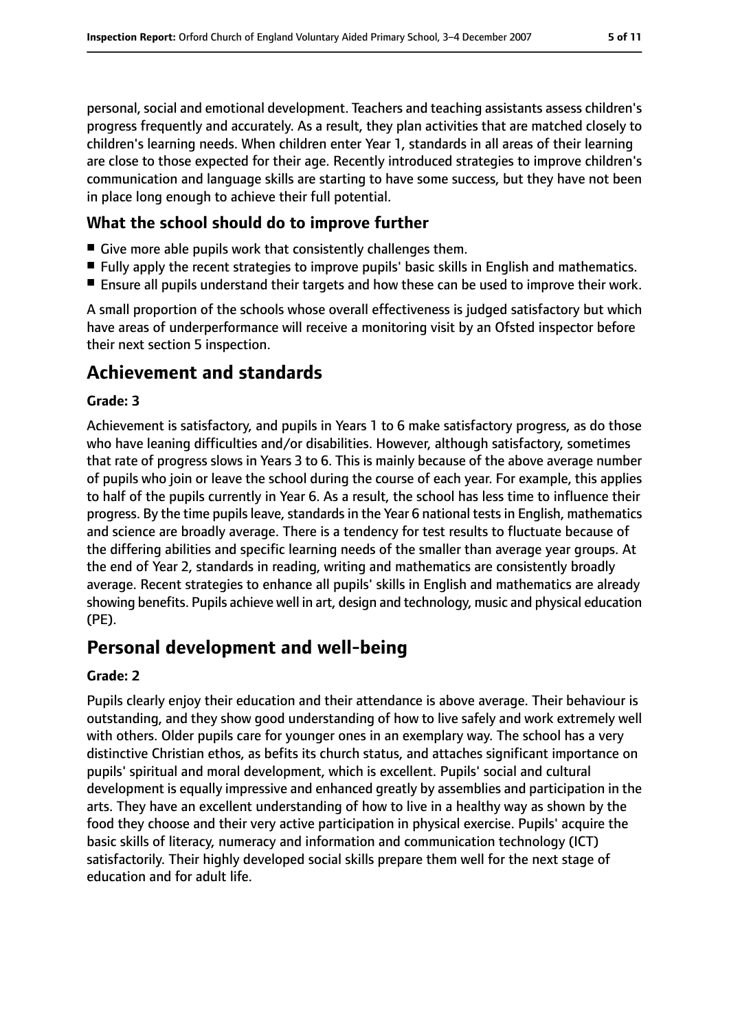personal, social and emotional development. Teachers and teaching assistants assess children's progress frequently and accurately. As a result, they plan activities that are matched closely to children's learning needs. When children enter Year 1, standards in all areas of their learning are close to those expected for their age. Recently introduced strategies to improve children's communication and language skills are starting to have some success, but they have not been in place long enough to achieve their full potential.

## What the school should do to improve further

- Give more able pupils work that consistently challenges them.
- Fully apply the recent strategies to improve pupils' basic skills in English and mathematics.
- Ensure all pupils understand their targets and how these can be used to improve their work.

A small proportion of the schools whose overall effectiveness is judged satisfactory but which have areas of underperformance will receive a monitoring visit by an Ofsted inspector before their next section 5 inspection.

# Achievement and standards

### Grade: 3

Achievement is satisfactory, and pupils in Years 1 to 6 make satisfactory progress, as do those who have leaning difficulties and/or disabilities. However, although satisfactory, sometimes that rate of progress slows in Years 3 to 6. This is mainly because of the above average number of pupils who join or leave the school during the course of each year. For example, this applies to half of the pupils currently in Year 6. As a result, the school has less time to influence their progress. By the time pupils leave, standards in the Year 6 national tests in English, mathematics and science are broadly average. There is a tendency for test results to fluctuate because of the differing abilities and specific learning needs of the smaller than average year groups. At the end of Year 2, standards in reading, writing and mathematics are consistently broadly average. Recent strategies to enhance all pupils' skills in English and mathematics are already showing benefits. Pupils achieve well in art, design and technology, music and physical education (PE).

# Personal development and well-being

### Grade: 2

Pupils clearly enjoy their education and their attendance is above average. Their behaviour is outstanding, and they show good understanding of how to live safely and work extremely well with others. Older pupils care for younger ones in an exemplary way. The school has a very distinctive Christian ethos, as befits its church status, and attaches significant importance on pupils' spiritual and moral development, which is excellent. Pupils' social and cultural development is equally impressive and enhanced greatly by assemblies and participation in the arts. They have an excellent understanding of how to live in a healthy way as shown by the food they choose and their very active participation in physical exercise. Pupils' acquire the basic skills of literacy, numeracy and information and communication technology (ICT) satisfactorily. Their highly developed social skills prepare them well for the next stage of education and for adult life.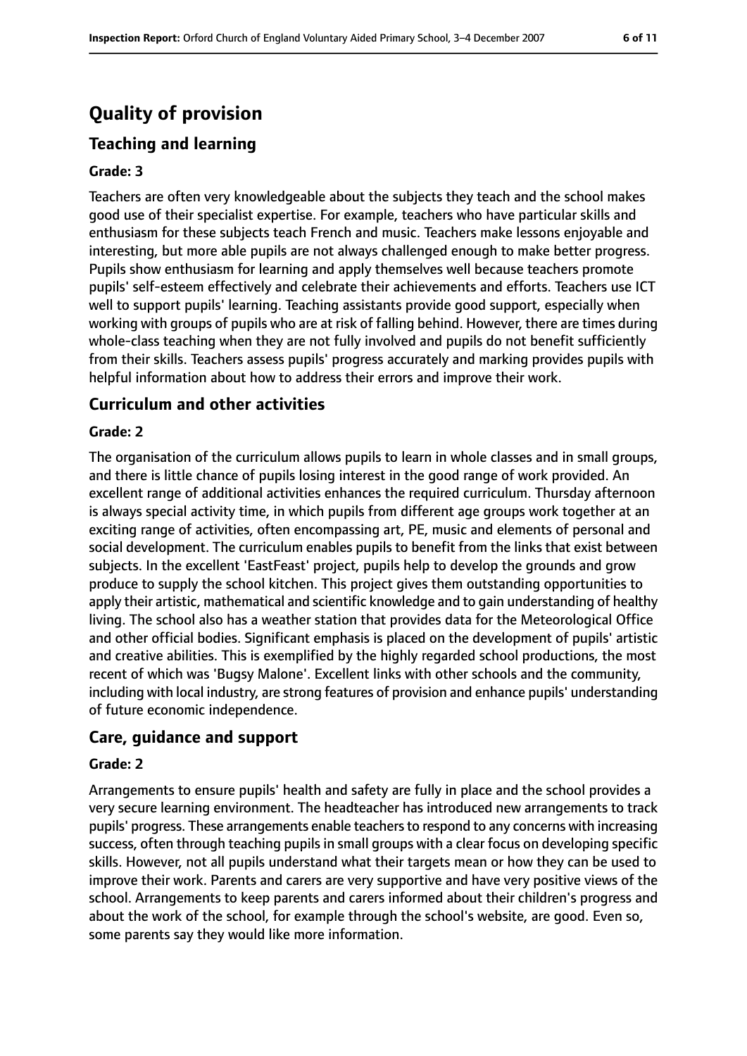# Quality of provision

## Teaching and learning

### Grade: 3

Teachers are often very knowledgeable about the subjects they teach and the school makes good use of their specialist expertise. For example, teachers who have particular skills and enthusiasm for these subjects teach French and music. Teachers make lessons enjoyable and interesting, but more able pupils are not always challenged enough to make better progress. Pupils show enthusiasm for learning and apply themselves well because teachers promote pupils' self-esteem effectively and celebrate their achievements and efforts. Teachers use ICT well to support pupils' learning. Teaching assistants provide good support, especially when working with groups of pupils who are at risk of falling behind. However, there are times during whole-class teaching when they are not fully involved and pupils do not benefit sufficiently from their skills. Teachers assess pupils' progress accurately and marking provides pupils with helpful information about how to address their errors and improve their work.

## Curriculum and other activities

### Grade: 2

The organisation of the curriculum allows pupils to learn in whole classes and in small groups, and there is little chance of pupils losing interest in the good range of work provided. An excellent range of additional activities enhances the required curriculum. Thursday afternoon is always special activity time, in which pupils from different age groups work together at an exciting range of activities, often encompassing art, PE, music and elements of personal and social development. The curriculum enables pupils to benefit from the links that exist between subjects. In the excellent 'EastFeast' project, pupils help to develop the grounds and grow produce to supply the school kitchen. This project gives them outstanding opportunities to apply their artistic, mathematical and scientific knowledge and to gain understanding of healthy living. The school also has a weather station that provides data for the Meteorological Office and other official bodies. Significant emphasis is placed on the development of pupils' artistic and creative abilities. This is exemplified by the highly regarded school productions, the most recent of which was 'Bugsy Malone'. Excellent links with other schools and the community, including with local industry, are strong features of provision and enhance pupils' understanding of future economic independence.

## Care, guidance and support

### Grade: 2

Arrangements to ensure pupils' health and safety are fully in place and the school provides a very secure learning environment. The headteacher has introduced new arrangements to track pupils' progress. These arrangements enable teachers to respond to any concerns with increasing success, often through teaching pupils in small groups with a clear focus on developing specific skills. However, not all pupils understand what their targets mean or how they can be used to improve their work. Parents and carers are very supportive and have very positive views of the school. Arrangements to keep parents and carers informed about their children's progress and about the work of the school, for example through the school's website, are good. Even so, some parents say they would like more information.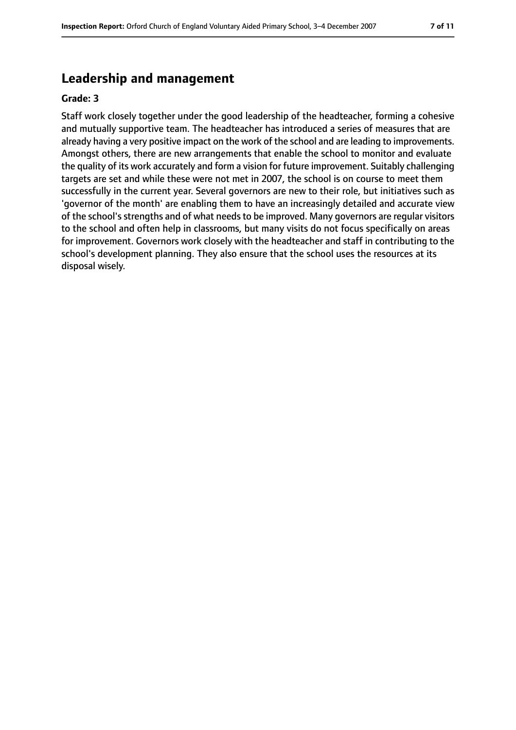## Leadership and management

**Grade: 3**

Staff work closely together under the good leadership of the headteacher, forming a cohesive and mutually supportive team. The headteacher has introduced a series of measures that are already having a very positive impact on the work of the school and are leading to improvements. Amongst others, there are new arrangements that enable the school to monitor and evaluate the quality of its work accurately and form a vision for future improvement. Suitably challenging targets are set and while these were not met in 2007, the school is on course to meet them successfully in the current year. Several governors are new to their role, but initiatives such as 'governor of the month' are enabling them to have an increasingly detailed and accurate view of the school's strengths and of what needs to be improved. Many governors are regular visitors to the school and often help in classrooms, but many visits do not focus specifically on areas for improvement. Governors work closely with the headteacher and staff in contributing to the school's development planning. They also ensure that the school uses the resources at its disposal wisely.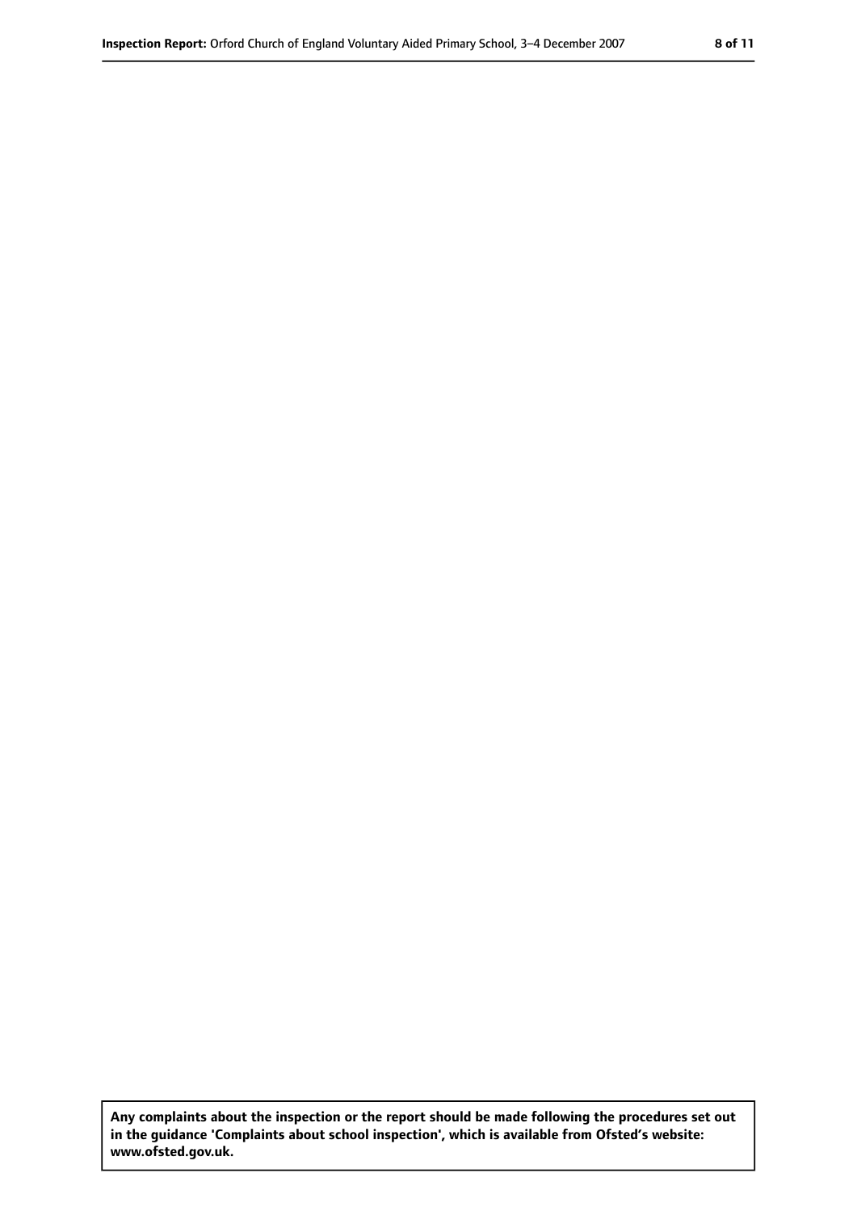**Any complaints about the inspection or the report should be made following the procedures set out in the guidance 'Complaints about school inspection', which is available from Ofsted's website: www.ofsted.gov.uk.**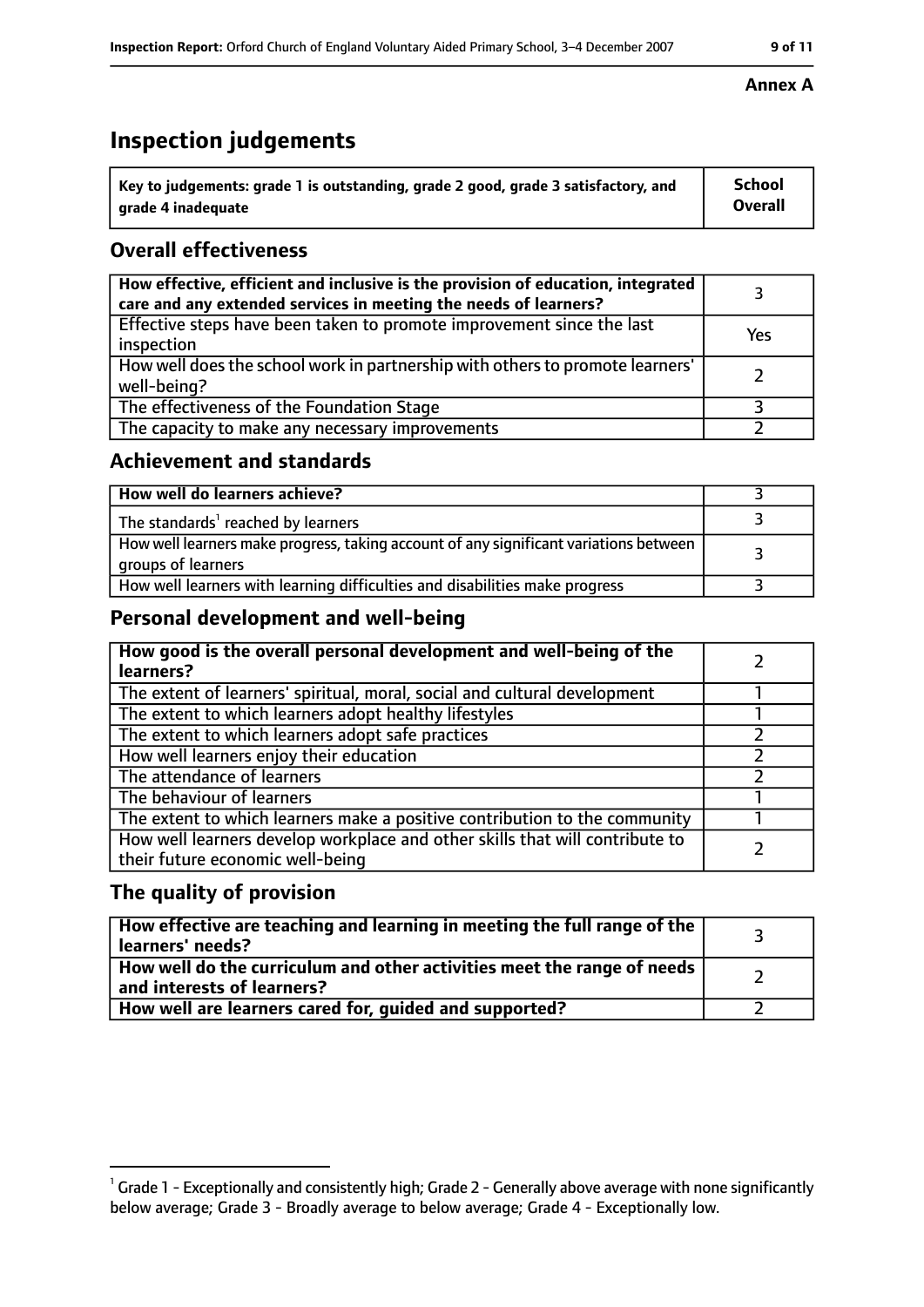**Annex A**

# Inspection judgements

| Key to judgements: grade 1 is outstanding, grade 2 good, grade 3 satisfactory, and grade 4 inadequate | School Overall |
|---|---|

## Overall effectiveness

| | |
|---|---|
| How effective, efficient and inclusive is the provision of education, integrated care and any extended services in meeting the needs of learners? | 3 |
| Effective steps have been taken to promote improvement since the last inspection | Yes |
| How well does the school work in partnership with others to promote learners' well-being? | 2 |
| The effectiveness of the Foundation Stage | 3 |
| The capacity to make any necessary improvements | 2 |

## Achievement and standards

| | |
|---|---|
| How well do learners achieve? | 3 |
| The standards[1] reached by learners | 3 |
| How well learners make progress, taking account of any significant variations between groups of learners | 3 |
| How well learners with learning difficulties and disabilities make progress | 3 |

## Personal development and well-being

| | |
|---|---|
| How good is the overall personal development and well-being of the learners? | 2 |
| The extent of learners' spiritual, moral, social and cultural development | 1 |
| The extent to which learners adopt healthy lifestyles | 1 |
| The extent to which learners adopt safe practices | 2 |
| How well learners enjoy their education | 2 |
| The attendance of learners | 2 |
| The behaviour of learners | 1 |
| The extent to which learners make a positive contribution to the community | 1 |
| How well learners develop workplace and other skills that will contribute to their future economic well-being | 2 |

## The quality of provision

| | |
|---|---|
| How effective are teaching and learning in meeting the full range of the learners' needs? | 3 |
| How well do the curriculum and other activities meet the range of needs and interests of learners? | 2 |
| How well are learners cared for, guided and supported? | 2 |

[1] Grade 1 - Exceptionally and consistently high; Grade 2 - Generally above average with none significantly below average; Grade 3 - Broadly average to below average; Grade 4 - Exceptionally low.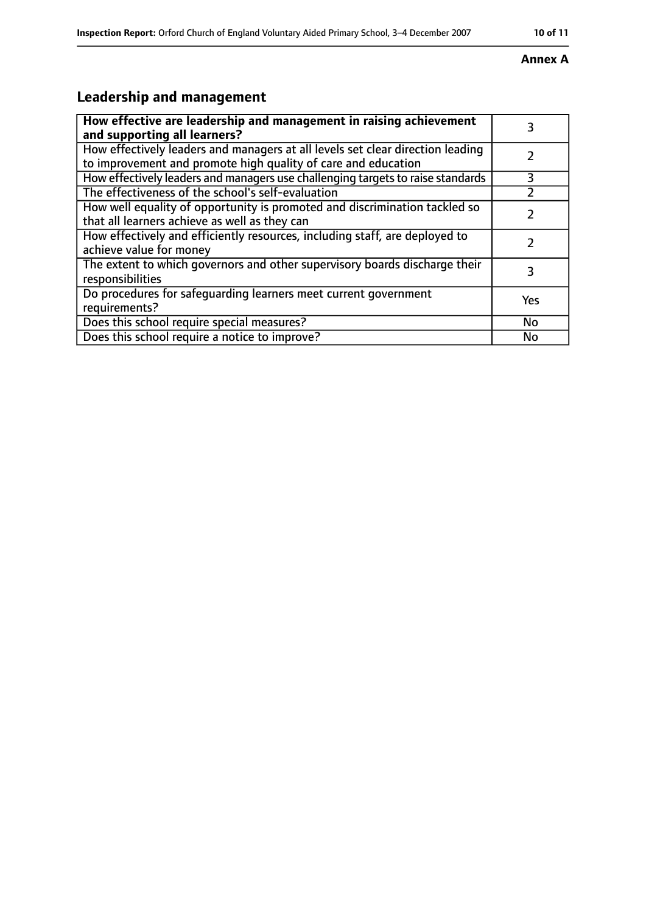**Annex A**

## Leadership and management

| How effective are leadership and management in raising achievement and supporting all learners? | 3 |
|---|---|
| How effectively leaders and managers at all levels set clear direction leading to improvement and promote high quality of care and education | 2 |
| How effectively leaders and managers use challenging targets to raise standards | 3 |
| The effectiveness of the school's self-evaluation | 2 |
| How well equality of opportunity is promoted and discrimination tackled so that all learners achieve as well as they can | 2 |
| How effectively and efficiently resources, including staff, are deployed to achieve value for money | 2 |
| The extent to which governors and other supervisory boards discharge their responsibilities | 3 |
| Do procedures for safeguarding learners meet current government requirements? | Yes |
| Does this school require special measures? | No |
| Does this school require a notice to improve? | No |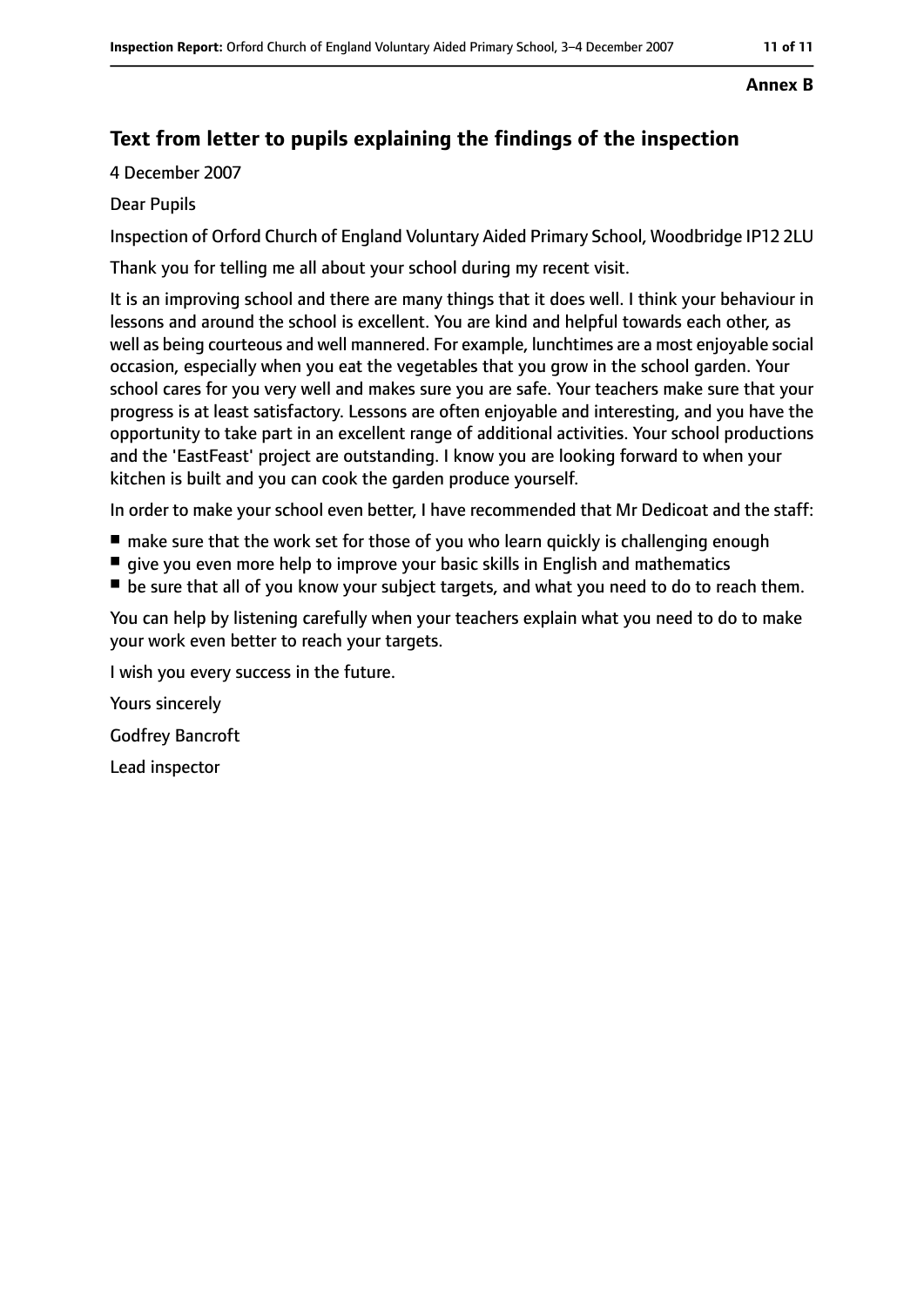**Annex B**

## Text from letter to pupils explaining the findings of the inspection

4 December 2007

Dear Pupils

Inspection of Orford Church of England Voluntary Aided Primary School, Woodbridge IP12 2LU

Thank you for telling me all about your school during my recent visit.

It is an improving school and there are many things that it does well. I think your behaviour in lessons and around the school is excellent. You are kind and helpful towards each other, as well as being courteous and well mannered. For example, lunchtimes are a most enjoyable social occasion, especially when you eat the vegetables that you grow in the school garden. Your school cares for you very well and makes sure you are safe. Your teachers make sure that your progress is at least satisfactory. Lessons are often enjoyable and interesting, and you have the opportunity to take part in an excellent range of additional activities. Your school productions and the 'EastFeast' project are outstanding. I know you are looking forward to when your kitchen is built and you can cook the garden produce yourself.

In order to make your school even better, I have recommended that Mr Dedicoat and the staff:

- make sure that the work set for those of you who learn quickly is challenging enough
- give you even more help to improve your basic skills in English and mathematics
- be sure that all of you know your subject targets, and what you need to do to reach them.

You can help by listening carefully when your teachers explain what you need to do to make your work even better to reach your targets.

I wish you every success in the future.

Yours sincerely

Godfrey Bancroft

Lead inspector